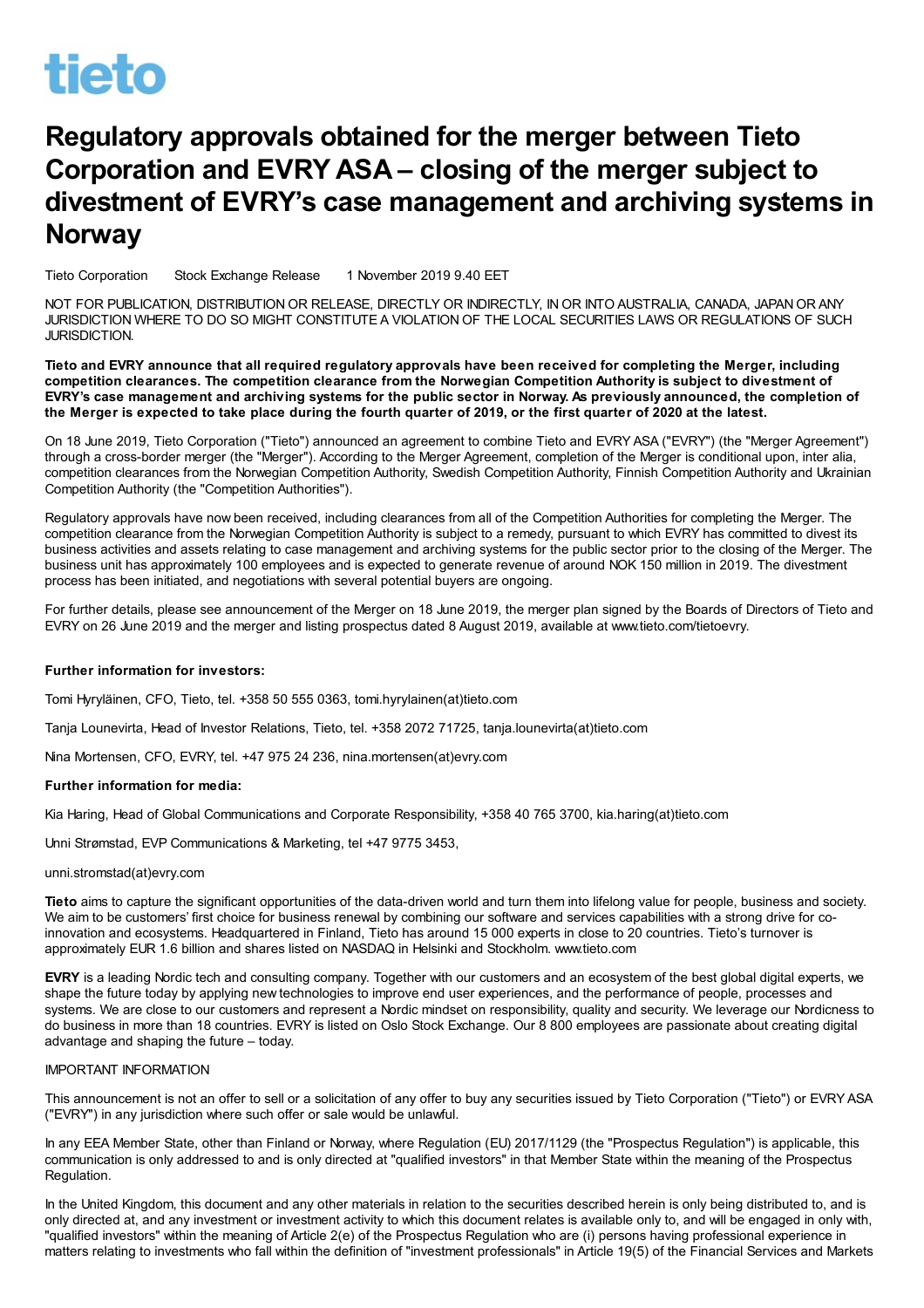tieto

# Regulatory approvals obtained for the merger between Tieto Corporation and EVRY ASA – closing of the merger subject to divestment of EVRY's case management and archiving systems in Norway

Tieto Corporation Stock Exchange Release 1 November 2019 9.40 EET

NOT FOR PUBLICATION, DISTRIBUTION OR RELEASE, DIRECTLY OR INDIRECTLY, IN OR INTO AUSTRALIA, CANADA, JAPAN OR ANY JURISDICTION WHERE TO DO SO MIGHT CONSTITUTE A VIOLATION OF THE LOCAL SECURITIES LAWS OR REGULATIONS OF SUCH JURISDICTION.

**Tieto and EVRY announce that all required regulatory approvals have been received for completing the Merger, including competition clearances. The competition clearance from the Norwegian Competition Authority is subject to divestment of EVRY's case management and archiving systems for the public sector in Norway. As previously announced, the completion of the Merger is expected to take place during the fourth quarter of 2019, or the first quarter of 2020 at the latest.**

On 18 June 2019, Tieto Corporation ("Tieto") announced an agreement to combine Tieto and EVRY ASA ("EVRY") (the "Merger Agreement") through a cross-border merger (the "Merger"). According to the Merger Agreement, completion of the Merger is conditional upon, inter alia, competition clearances from the Norwegian Competition Authority, Swedish Competition Authority, Finnish Competition Authority and Ukrainian Competition Authority (the "Competition Authorities").

Regulatory approvals have now been received, including clearances from all of the Competition Authorities for completing the Merger. The competition clearance from the Norwegian Competition Authority is subject to a remedy, pursuant to which EVRY has committed to divest its business activities and assets relating to case management and archiving systems for the public sector prior to the closing of the Merger. The business unit has approximately 100 employees and is expected to generate revenue of around NOK 150 million in 2019. The divestment process has been initiated, and negotiations with several potential buyers are ongoing.

For further details, please see announcement of the Merger on 18 June 2019, the merger plan signed by the Boards of Directors of Tieto and EVRY on 26 June 2019 and the merger and listing prospectus dated 8 August 2019, available at www.tieto.com/tietoevry.

**Further information for investors:**

Tomi Hyryläinen, CFO, Tieto, tel. +358 50 555 0363, tomi.hyrylainen(at)tieto.com

Tanja Lounevirta, Head of Investor Relations, Tieto, tel. +358 2072 71725, tanja.lounevirta(at)tieto.com

Nina Mortensen, CFO, EVRY, tel. +47 975 24 236, nina.mortensen(at)evry.com

**Further information for media:**

Kia Haring, Head of Global Communications and Corporate Responsibility, +358 40 765 3700, kia.haring(at)tieto.com

Unni Strømstad, EVP Communications & Marketing, tel +47 9775 3453,

unni.stromstad(at)evry.com

**Tieto** aims to capture the significant opportunities of the data-driven world and turn them into lifelong value for people, business and society. We aim to be customers' first choice for business renewal by combining our software and services capabilities with a strong drive for co-innovation and ecosystems. Headquartered in Finland, Tieto has around 15 000 experts in close to 20 countries. Tieto's turnover is approximately EUR 1.6 billion and shares listed on NASDAQ in Helsinki and Stockholm. www.tieto.com

**EVRY** is a leading Nordic tech and consulting company. Together with our customers and an ecosystem of the best global digital experts, we shape the future today by applying new technologies to improve end user experiences, and the performance of people, processes and systems. We are close to our customers and represent a Nordic mindset on responsibility, quality and security. We leverage our Nordicness to do business in more than 18 countries. EVRY is listed on Oslo Stock Exchange. Our 8 800 employees are passionate about creating digital advantage and shaping the future – today.

IMPORTANT INFORMATION

This announcement is not an offer to sell or a solicitation of any offer to buy any securities issued by Tieto Corporation ("Tieto") or EVRY ASA ("EVRY") in any jurisdiction where such offer or sale would be unlawful.

In any EEA Member State, other than Finland or Norway, where Regulation (EU) 2017/1129 (the "Prospectus Regulation") is applicable, this communication is only addressed to and is only directed at "qualified investors" in that Member State within the meaning of the Prospectus Regulation.

In the United Kingdom, this document and any other materials in relation to the securities described herein is only being distributed to, and is only directed at, and any investment or investment activity to which this document relates is available only to, and will be engaged in only with, "qualified investors" within the meaning of Article 2(e) of the Prospectus Regulation who are (i) persons having professional experience in matters relating to investments who fall within the definition of "investment professionals" in Article 19(5) of the Financial Services and Markets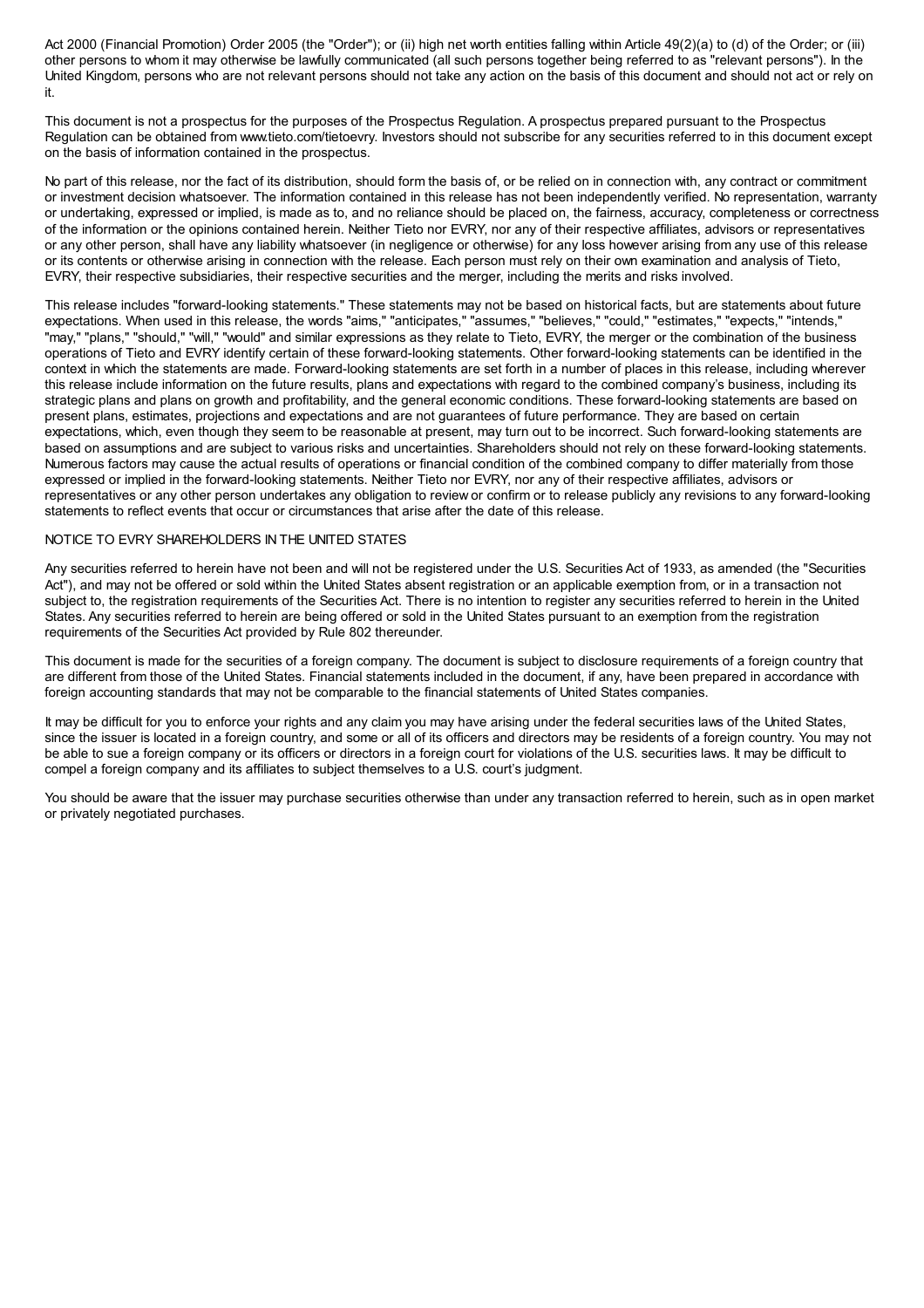Act 2000 (Financial Promotion) Order 2005 (the "Order"); or (ii) high net worth entities falling within Article 49(2)(a) to (d) of the Order; or (iii) other persons to whom it may otherwise be lawfully communicated (all such persons together being referred to as "relevant persons"). In the United Kingdom, persons who are not relevant persons should not take any action on the basis of this document and should not act or rely on it.

This document is not a prospectus for the purposes of the Prospectus Regulation. A prospectus prepared pursuant to the Prospectus Regulation can be obtained from www.tieto.com/tietoevry. Investors should not subscribe for any securities referred to in this document except on the basis of information contained in the prospectus.

No part of this release, nor the fact of its distribution, should form the basis of, or be relied on in connection with, any contract or commitment or investment decision whatsoever. The information contained in this release has not been independently verified. No representation, warranty or undertaking, expressed or implied, is made as to, and no reliance should be placed on, the fairness, accuracy, completeness or correctness of the information or the opinions contained herein. Neither Tieto nor EVRY, nor any of their respective affiliates, advisors or representatives or any other person, shall have any liability whatsoever (in negligence or otherwise) for any loss however arising from any use of this release or its contents or otherwise arising in connection with the release. Each person must rely on their own examination and analysis of Tieto, EVRY, their respective subsidiaries, their respective securities and the merger, including the merits and risks involved.

This release includes "forward-looking statements." These statements may not be based on historical facts, but are statements about future expectations. When used in this release, the words "aims," "anticipates," "assumes," "believes," "could," "estimates," "expects," "intends," "may," "plans," "should," "will," "would" and similar expressions as they relate to Tieto, EVRY, the merger or the combination of the business operations of Tieto and EVRY identify certain of these forward-looking statements. Other forward-looking statements can be identified in the context in which the statements are made. Forward-looking statements are set forth in a number of places in this release, including wherever this release include information on the future results, plans and expectations with regard to the combined company's business, including its strategic plans and plans on growth and profitability, and the general economic conditions. These forward-looking statements are based on present plans, estimates, projections and expectations and are not guarantees of future performance. They are based on certain expectations, which, even though they seem to be reasonable at present, may turn out to be incorrect. Such forward-looking statements are based on assumptions and are subject to various risks and uncertainties. Shareholders should not rely on these forward-looking statements. Numerous factors may cause the actual results of operations or financial condition of the combined company to differ materially from those expressed or implied in the forward-looking statements. Neither Tieto nor EVRY, nor any of their respective affiliates, advisors or representatives or any other person undertakes any obligation to review or confirm or to release publicly any revisions to any forward-looking statements to reflect events that occur or circumstances that arise after the date of this release.

NOTICE TO EVRY SHAREHOLDERS IN THE UNITED STATES

Any securities referred to herein have not been and will not be registered under the U.S. Securities Act of 1933, as amended (the "Securities Act"), and may not be offered or sold within the United States absent registration or an applicable exemption from, or in a transaction not subject to, the registration requirements of the Securities Act. There is no intention to register any securities referred to herein in the United States. Any securities referred to herein are being offered or sold in the United States pursuant to an exemption from the registration requirements of the Securities Act provided by Rule 802 thereunder.

This document is made for the securities of a foreign company. The document is subject to disclosure requirements of a foreign country that are different from those of the United States. Financial statements included in the document, if any, have been prepared in accordance with foreign accounting standards that may not be comparable to the financial statements of United States companies.

It may be difficult for you to enforce your rights and any claim you may have arising under the federal securities laws of the United States, since the issuer is located in a foreign country, and some or all of its officers and directors may be residents of a foreign country. You may not be able to sue a foreign company or its officers or directors in a foreign court for violations of the U.S. securities laws. It may be difficult to compel a foreign company and its affiliates to subject themselves to a U.S. court's judgment.

You should be aware that the issuer may purchase securities otherwise than under any transaction referred to herein, such as in open market or privately negotiated purchases.